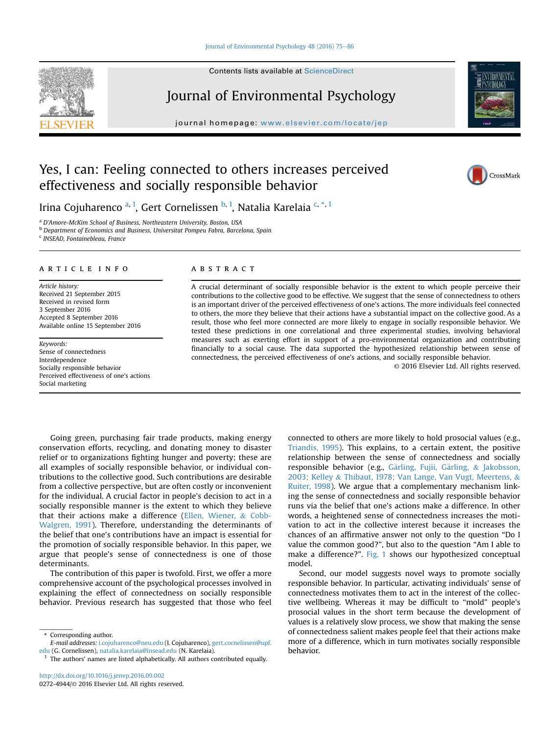# Yes, I can: Feeling connected to others increases perceived effectiveness and socially responsible behavior

Irina Cojuharenco [a, 1], Gert Cornelissen [b, 1], Natalia Karelaia [c, *, 1]

[a] D'Amore-McKim School of Business, Northeastern University, Boston, USA
[b] Department of Economics and Business, Universitat Pompeu Fabra, Barcelona, Spain
[c] INSEAD, Fontainebleau, France

## ARTICLE INFO

*Article history:*
Received 21 September 2015
Received in revised form
3 September 2016
Accepted 8 September 2016
Available online 15 September 2016

*Keywords:*
Sense of connectedness
Interdependence
Socially responsible behavior
Perceived effectiveness of one's actions
Social marketing

## ABSTRACT

A crucial determinant of socially responsible behavior is the extent to which people perceive their contributions to the collective good to be effective. We suggest that the sense of connectedness to others is an important driver of the perceived effectiveness of one's actions. The more individuals feel connected to others, the more they believe that their actions have a substantial impact on the collective good. As a result, those who feel more connected are more likely to engage in socially responsible behavior. We tested these predictions in one correlational and three experimental studies, involving behavioral measures such as exerting effort in support of a pro-environmental organization and contributing financially to a social cause. The data supported the hypothesized relationship between sense of connectedness, the perceived effectiveness of one's actions, and socially responsible behavior.

© 2016 Elsevier Ltd. All rights reserved.

Going green, purchasing fair trade products, making energy conservation efforts, recycling, and donating money to disaster relief or to organizations fighting hunger and poverty; these are all examples of socially responsible behavior, or individual contributions to the collective good. Such contributions are desirable from a collective perspective, but are often costly or inconvenient for the individual. A crucial factor in people's decision to act in a socially responsible manner is the extent to which they believe that their actions make a difference (Ellen, Wiener, & Cobb-Walgren, 1991). Therefore, understanding the determinants of the belief that one's contributions have an impact is essential for the promotion of socially responsible behavior. In this paper, we argue that people's sense of connectedness is one of those determinants.

The contribution of this paper is twofold. First, we offer a more comprehensive account of the psychological processes involved in explaining the effect of connectedness on socially responsible behavior. Previous research has suggested that those who feel connected to others are more likely to hold prosocial values (e.g., Triandis, 1995). This explains, to a certain extent, the positive relationship between the sense of connectedness and socially responsible behavior (e.g., Gärling, Fujii, Gärling, & Jakobsson, 2003; Kelley & Thibaut, 1978; Van Lange, Van Vugt, Meertens, & Ruiter, 1998). We argue that a complementary mechanism linking the sense of connectedness and socially responsible behavior runs via the belief that one's actions make a difference. In other words, a heightened sense of connectedness increases the motivation to act in the collective interest because it increases the chances of an affirmative answer not only to the question "Do I value the common good?", but also to the question "Am I able to make a difference?". Fig. 1 shows our hypothesized conceptual model.

Second, our model suggests novel ways to promote socially responsible behavior. In particular, activating individuals' sense of connectedness motivates them to act in the interest of the collective wellbeing. Whereas it may be difficult to "mold" people's prosocial values in the short term because the development of values is a relatively slow process, we show that making the sense of connectedness salient makes people feel that their actions make more of a difference, which in turn motivates socially responsible behavior.

* Corresponding author.
*E-mail addresses:* i.cojuharenco@neu.edu (I. Cojuharenco), gert.cornelissen@upf.edu (G. Cornelissen), natalia.karelaia@insead.edu (N. Karelaia).

[1] The authors' names are listed alphabetically. All authors contributed equally.

http://dx.doi.org/10.1016/j.jenvp.2016.09.002
0272-4944/© 2016 Elsevier Ltd. All rights reserved.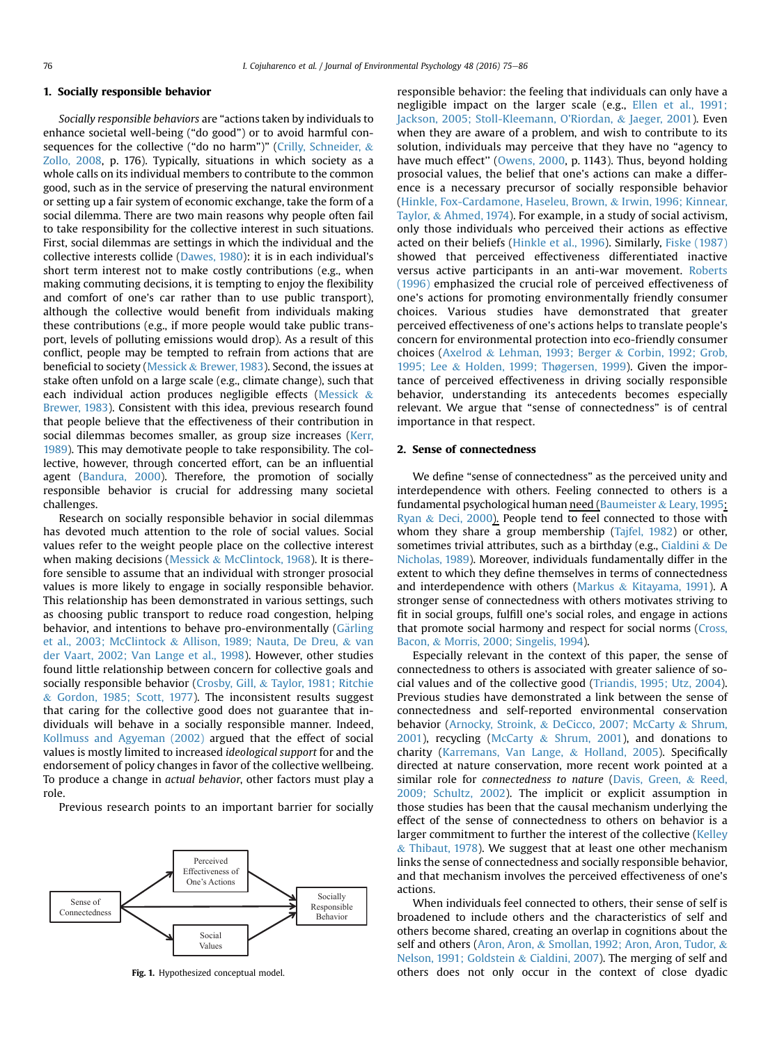## 1. Socially responsible behavior

*Socially responsible behaviors* are "actions taken by individuals to enhance societal well-being ("do good") or to avoid harmful consequences for the collective ("do no harm")" (Crilly, Schneider, & Zollo, 2008, p. 176). Typically, situations in which society as a whole calls on its individual members to contribute to the common good, such as in the service of preserving the natural environment or setting up a fair system of economic exchange, take the form of a social dilemma. There are two main reasons why people often fail to take responsibility for the collective interest in such situations. First, social dilemmas are settings in which the individual and the collective interests collide (Dawes, 1980): it is in each individual's short term interest not to make costly contributions (e.g., when making commuting decisions, it is tempting to enjoy the flexibility and comfort of one's car rather than to use public transport), although the collective would benefit from individuals making these contributions (e.g., if more people would take public transport, levels of polluting emissions would drop). As a result of this conflict, people may be tempted to refrain from actions that are beneficial to society (Messick & Brewer, 1983). Second, the issues at stake often unfold on a large scale (e.g., climate change), such that each individual action produces negligible effects (Messick & Brewer, 1983). Consistent with this idea, previous research found that people believe that the effectiveness of their contribution in social dilemmas becomes smaller, as group size increases (Kerr, 1989). This may demotivate people to take responsibility. The collective, however, through concerted effort, can be an influential agent (Bandura, 2000). Therefore, the promotion of socially responsible behavior is crucial for addressing many societal challenges.

Research on socially responsible behavior in social dilemmas has devoted much attention to the role of social values. Social values refer to the weight people place on the collective interest when making decisions (Messick & McClintock, 1968). It is therefore sensible to assume that an individual with stronger prosocial values is more likely to engage in socially responsible behavior. This relationship has been demonstrated in various settings, such as choosing public transport to reduce road congestion, helping behavior, and intentions to behave pro-environmentally (Gärling et al., 2003; McClintock & Allison, 1989; Nauta, De Dreu, & van der Vaart, 2002; Van Lange et al., 1998). However, other studies found little relationship between concern for collective goals and socially responsible behavior (Crosby, Gill, & Taylor, 1981; Ritchie & Gordon, 1985; Scott, 1977). The inconsistent results suggest that caring for the collective good does not guarantee that individuals will behave in a socially responsible manner. Indeed, Kollmuss and Agyeman (2002) argued that the effect of social values is mostly limited to increased *ideological support* for and the endorsement of policy changes in favor of the collective wellbeing. To produce a change in *actual behavior*, other factors must play a role.

Previous research points to an important barrier for socially responsible behavior: the feeling that individuals can only have a negligible impact on the larger scale (e.g., Ellen et al., 1991; Jackson, 2005; Stoll-Kleemann, O'Riordan, & Jaeger, 2001). Even when they are aware of a problem, and wish to contribute to its solution, individuals may perceive that they have no "agency to have much effect" (Owens, 2000, p. 1143). Thus, beyond holding prosocial values, the belief that one's actions can make a difference is a necessary precursor of socially responsible behavior (Hinkle, Fox-Cardamone, Haseleu, Brown, & Irwin, 1996; Kinnear, Taylor, & Ahmed, 1974). For example, in a study of social activism, only those individuals who perceived their actions as effective acted on their beliefs (Hinkle et al., 1996). Similarly, Fiske (1987) showed that perceived effectiveness differentiated inactive versus active participants in an anti-war movement. Roberts (1996) emphasized the crucial role of perceived effectiveness of one's actions for promoting environmentally friendly consumer choices. Various studies have demonstrated that greater perceived effectiveness of one's actions helps to translate people's concern for environmental protection into eco-friendly consumer choices (Axelrod & Lehman, 1993; Berger & Corbin, 1992; Grob, 1995; Lee & Holden, 1999; Thøgersen, 1999). Given the importance of perceived effectiveness in driving socially responsible behavior, understanding its antecedents becomes especially relevant. We argue that "sense of connectedness" is of central importance in that respect.

## 2. Sense of connectedness

We define "sense of connectedness" as the perceived unity and interdependence with others. Feeling connected to others is a fundamental psychological human need (Baumeister & Leary, 1995; Ryan & Deci, 2000). People tend to feel connected to those with whom they share a group membership (Tajfel, 1982) or other, sometimes trivial attributes, such as a birthday (e.g., Cialdini & De Nicholas, 1989). Moreover, individuals fundamentally differ in the extent to which they define themselves in terms of connectedness and interdependence with others (Markus & Kitayama, 1991). A stronger sense of connectedness with others motivates striving to fit in social groups, fulfill one's social roles, and engage in actions that promote social harmony and respect for social norms (Cross, Bacon, & Morris, 2000; Singelis, 1994).

Especially relevant in the context of this paper, the sense of connectedness to others is associated with greater salience of social values and of the collective good (Triandis, 1995; Utz, 2004). Previous studies have demonstrated a link between the sense of connectedness and self-reported environmental conservation behavior (Arnocky, Stroink, & DeCicco, 2007; McCarty & Shrum, 2001), recycling (McCarty & Shrum, 2001), and donations to charity (Karremans, Van Lange, & Holland, 2005). Specifically directed at nature conservation, more recent work pointed at a similar role for *connectedness to nature* (Davis, Green, & Reed, 2009; Schultz, 2002). The implicit or explicit assumption in those studies has been that the causal mechanism underlying the effect of the sense of connectedness to others on behavior is a larger commitment to further the interest of the collective (Kelley & Thibaut, 1978). We suggest that at least one other mechanism links the sense of connectedness and socially responsible behavior, and that mechanism involves the perceived effectiveness of one's actions.

When individuals feel connected to others, their sense of self is broadened to include others and the characteristics of self and others become shared, creating an overlap in cognitions about the self and others (Aron, Aron, & Smollan, 1992; Aron, Aron, Tudor, & Nelson, 1991; Goldstein & Cialdini, 2007). The merging of self and others does not only occur in the context of close dyadic

Fig. 1. Hypothesized conceptual model.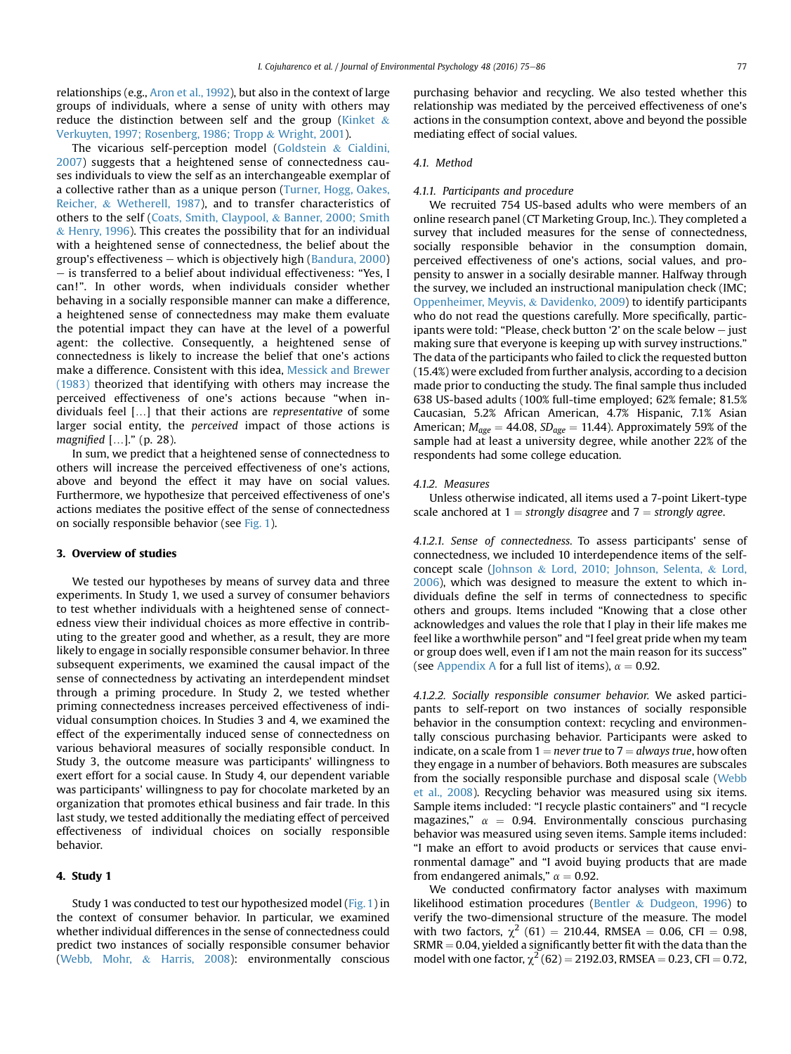relationships (e.g., Aron et al., 1992), but also in the context of large groups of individuals, where a sense of unity with others may reduce the distinction between self and the group (Kinket & Verkuyten, 1997; Rosenberg, 1986; Tropp & Wright, 2001).

The vicarious self-perception model (Goldstein & Cialdini, 2007) suggests that a heightened sense of connectedness causes individuals to view the self as an interchangeable exemplar of a collective rather than as a unique person (Turner, Hogg, Oakes, Reicher, & Wetherell, 1987), and to transfer characteristics of others to the self (Coats, Smith, Claypool, & Banner, 2000; Smith & Henry, 1996). This creates the possibility that for an individual with a heightened sense of connectedness, the belief about the group's effectiveness – which is objectively high (Bandura, 2000) – is transferred to a belief about individual effectiveness: "Yes, I can!". In other words, when individuals consider whether behaving in a socially responsible manner can make a difference, a heightened sense of connectedness may make them evaluate the potential impact they can have at the level of a powerful agent: the collective. Consequently, a heightened sense of connectedness is likely to increase the belief that one's actions make a difference. Consistent with this idea, Messick and Brewer (1983) theorized that identifying with others may increase the perceived effectiveness of one's actions because "when individuals feel […] that their actions are *representative* of some larger social entity, the *perceived* impact of those actions is *magnified* […]." (p. 28).

In sum, we predict that a heightened sense of connectedness to others will increase the perceived effectiveness of one's actions, above and beyond the effect it may have on social values. Furthermore, we hypothesize that perceived effectiveness of one's actions mediates the positive effect of the sense of connectedness on socially responsible behavior (see Fig. 1).

## 3. Overview of studies

We tested our hypotheses by means of survey data and three experiments. In Study 1, we used a survey of consumer behaviors to test whether individuals with a heightened sense of connectedness view their individual choices as more effective in contributing to the greater good and whether, as a result, they are more likely to engage in socially responsible consumer behavior. In three subsequent experiments, we examined the causal impact of the sense of connectedness by activating an interdependent mindset through a priming procedure. In Study 2, we tested whether priming connectedness increases perceived effectiveness of individual consumption choices. In Studies 3 and 4, we examined the effect of the experimentally induced sense of connectedness on various behavioral measures of socially responsible conduct. In Study 3, the outcome measure was participants' willingness to exert effort for a social cause. In Study 4, our dependent variable was participants' willingness to pay for chocolate marketed by an organization that promotes ethical business and fair trade. In this last study, we tested additionally the mediating effect of perceived effectiveness of individual choices on socially responsible behavior.

## 4. Study 1

Study 1 was conducted to test our hypothesized model (Fig. 1) in the context of consumer behavior. In particular, we examined whether individual differences in the sense of connectedness could predict two instances of socially responsible consumer behavior (Webb, Mohr, & Harris, 2008): environmentally conscious purchasing behavior and recycling. We also tested whether this relationship was mediated by the perceived effectiveness of one's actions in the consumption context, above and beyond the possible mediating effect of social values.

### 4.1. Method

#### 4.1.1. Participants and procedure

We recruited 754 US-based adults who were members of an online research panel (CT Marketing Group, Inc.). They completed a survey that included measures for the sense of connectedness, socially responsible behavior in the consumption domain, perceived effectiveness of one's actions, social values, and propensity to answer in a socially desirable manner. Halfway through the survey, we included an instructional manipulation check (IMC; Oppenheimer, Meyvis, & Davidenko, 2009) to identify participants who do not read the questions carefully. More specifically, participants were told: "Please, check button '2' on the scale below – just making sure that everyone is keeping up with survey instructions." The data of the participants who failed to click the requested button (15.4%) were excluded from further analysis, according to a decision made prior to conducting the study. The final sample thus included 638 US-based adults (100% full-time employed; 62% female; 81.5% Caucasian, 5.2% African American, 4.7% Hispanic, 7.1% Asian American; $M_{age} = 44.08$, $SD_{age} = 11.44$). Approximately 59% of the sample had at least a university degree, while another 22% of the respondents had some college education.

#### 4.1.2. Measures

Unless otherwise indicated, all items used a 7-point Likert-type scale anchored at 1 = *strongly disagree* and 7 = *strongly agree*.

*4.1.2.1. Sense of connectedness.* To assess participants' sense of connectedness, we included 10 interdependence items of the self-concept scale (Johnson & Lord, 2010; Johnson, Selenta, & Lord, 2006), which was designed to measure the extent to which individuals define the self in terms of connectedness to specific others and groups. Items included "Knowing that a close other acknowledges and values the role that I play in their life makes me feel like a worthwhile person" and "I feel great pride when my team or group does well, even if I am not the main reason for its success" (see Appendix A for a full list of items), $\alpha = 0.92$.

*4.1.2.2. Socially responsible consumer behavior.* We asked participants to self-report on two instances of socially responsible behavior in the consumption context: recycling and environmentally conscious purchasing behavior. Participants were asked to indicate, on a scale from 1 = *never true* to 7 = *always true*, how often they engage in a number of behaviors. Both measures are subscales from the socially responsible purchase and disposal scale (Webb et al., 2008). Recycling behavior was measured using six items. Sample items included: "I recycle plastic containers" and "I recycle magazines," $\alpha = 0.94$. Environmentally conscious purchasing behavior was measured using seven items. Sample items included: "I make an effort to avoid products or services that cause environmental damage" and "I avoid buying products that are made from endangered animals," $\alpha = 0.92$.

We conducted confirmatory factor analyses with maximum likelihood estimation procedures (Bentler & Dudgeon, 1996) to verify the two-dimensional structure of the measure. The model with two factors, $\chi^2$ (61) = 210.44, RMSEA = 0.06, CFI = 0.98, SRMR = 0.04, yielded a significantly better fit with the data than the model with one factor, $\chi^2$ (62) = 2192.03, RMSEA = 0.23, CFI = 0.72,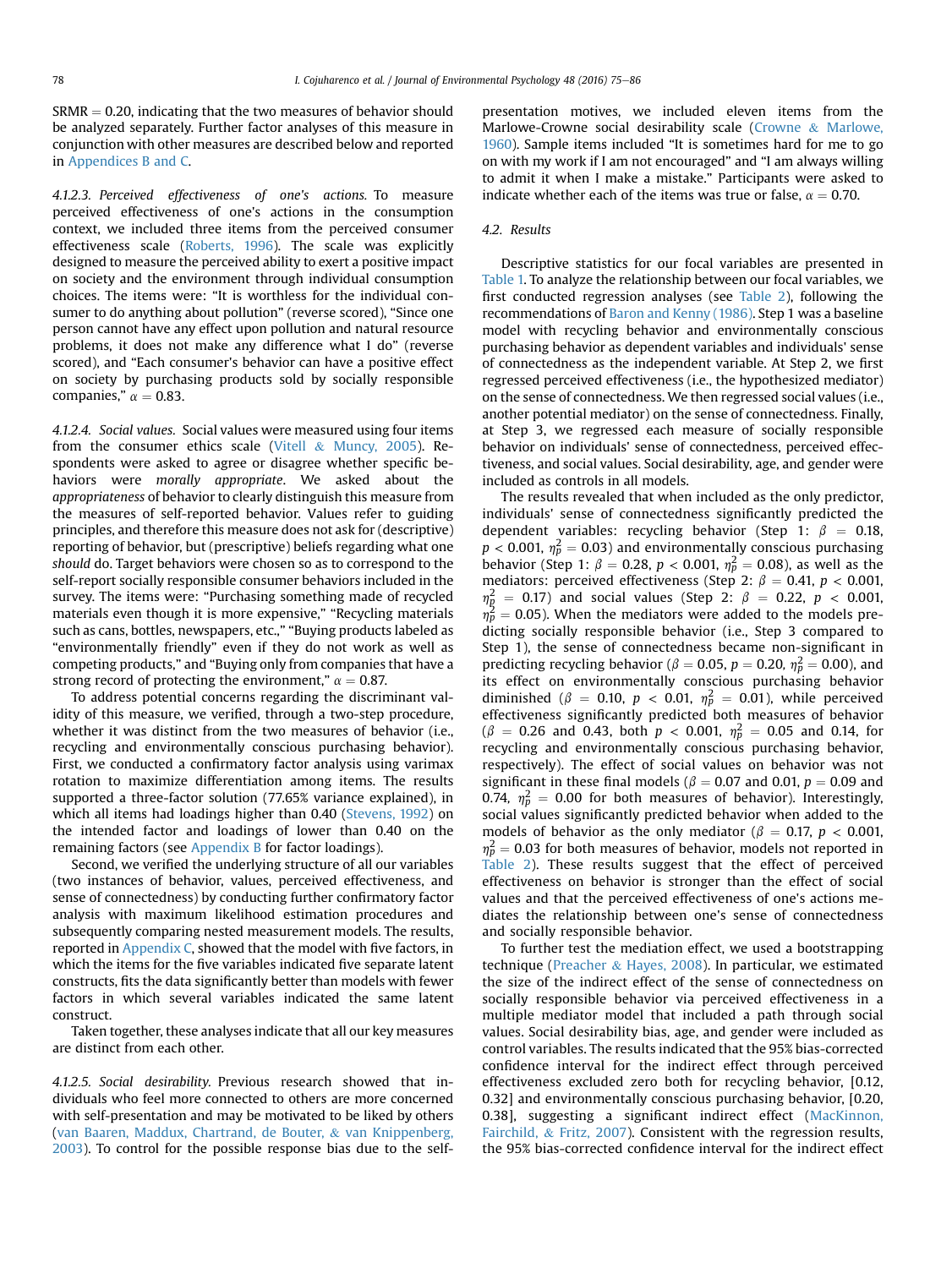SRMR = 0.20, indicating that the two measures of behavior should be analyzed separately. Further factor analyses of this measure in conjunction with other measures are described below and reported in Appendices B and C.

*4.1.2.3. Perceived effectiveness of one's actions.* To measure perceived effectiveness of one's actions in the consumption context, we included three items from the perceived consumer effectiveness scale (Roberts, 1996). The scale was explicitly designed to measure the perceived ability to exert a positive impact on society and the environment through individual consumption choices. The items were: "It is worthless for the individual consumer to do anything about pollution" (reverse scored), "Since one person cannot have any effect upon pollution and natural resource problems, it does not make any difference what I do" (reverse scored), and "Each consumer's behavior can have a positive effect on society by purchasing products sold by socially responsible companies," $\alpha = 0.83$.

*4.1.2.4. Social values.* Social values were measured using four items from the consumer ethics scale (Vitell & Muncy, 2005). Respondents were asked to agree or disagree whether specific behaviors were *morally appropriate*. We asked about the *appropriateness* of behavior to clearly distinguish this measure from the measures of self-reported behavior. Values refer to guiding principles, and therefore this measure does not ask for (descriptive) reporting of behavior, but (prescriptive) beliefs regarding what one *should* do. Target behaviors were chosen so as to correspond to the self-report socially responsible consumer behaviors included in the survey. The items were: "Purchasing something made of recycled materials even though it is more expensive," "Recycling materials such as cans, bottles, newspapers, etc.," "Buying products labeled as "environmentally friendly" even if they do not work as well as competing products," and "Buying only from companies that have a strong record of protecting the environment," $\alpha = 0.87$.

To address potential concerns regarding the discriminant validity of this measure, we verified, through a two-step procedure, whether it was distinct from the two measures of behavior (i.e., recycling and environmentally conscious purchasing behavior). First, we conducted a confirmatory factor analysis using varimax rotation to maximize differentiation among items. The results supported a three-factor solution (77.65% variance explained), in which all items had loadings higher than 0.40 (Stevens, 1992) on the intended factor and loadings of lower than 0.40 on the remaining factors (see Appendix B for factor loadings).

Second, we verified the underlying structure of all our variables (two instances of behavior, values, perceived effectiveness, and sense of connectedness) by conducting further confirmatory factor analysis with maximum likelihood estimation procedures and subsequently comparing nested measurement models. The results, reported in Appendix C, showed that the model with five factors, in which the items for the five variables indicated five separate latent constructs, fits the data significantly better than models with fewer factors in which several variables indicated the same latent construct.

Taken together, these analyses indicate that all our key measures are distinct from each other.

*4.1.2.5. Social desirability.* Previous research showed that individuals who feel more connected to others are more concerned with self-presentation and may be motivated to be liked by others (van Baaren, Maddux, Chartrand, de Bouter, & van Knippenberg, 2003). To control for the possible response bias due to the self-presentation motives, we included eleven items from the Marlowe-Crowne social desirability scale (Crowne & Marlowe, 1960). Sample items included "It is sometimes hard for me to go on with my work if I am not encouraged" and "I am always willing to admit it when I make a mistake." Participants were asked to indicate whether each of the items was true or false, $\alpha = 0.70$.

## 4.2. Results

Descriptive statistics for our focal variables are presented in Table 1. To analyze the relationship between our focal variables, we first conducted regression analyses (see Table 2), following the recommendations of Baron and Kenny (1986). Step 1 was a baseline model with recycling behavior and environmentally conscious purchasing behavior as dependent variables and individuals' sense of connectedness as the independent variable. At Step 2, we first regressed perceived effectiveness (i.e., the hypothesized mediator) on the sense of connectedness. We then regressed social values (i.e., another potential mediator) on the sense of connectedness. Finally, at Step 3, we regressed each measure of socially responsible behavior on individuals' sense of connectedness, perceived effectiveness, and social values. Social desirability, age, and gender were included as controls in all models.

The results revealed that when included as the only predictor, individuals' sense of connectedness significantly predicted the dependent variables: recycling behavior (Step 1: $\beta = 0.18$, $p < 0.001$, $\eta_p^2 = 0.03$) and environmentally conscious purchasing behavior (Step 1: $\beta = 0.28$, $p < 0.001$, $\eta_p^2 = 0.08$), as well as the mediators: perceived effectiveness (Step 2: $\beta = 0.41$, $p < 0.001$, $\eta_p^2 = 0.17$) and social values (Step 2: $\beta = 0.22$, $p < 0.001$, $\eta_p^2 = 0.05$). When the mediators were added to the models predicting socially responsible behavior (i.e., Step 3 compared to Step 1), the sense of connectedness became non-significant in predicting recycling behavior ($\beta = 0.05$, $p = 0.20$, $\eta_p^2 = 0.00$), and its effect on environmentally conscious purchasing behavior diminished ($\beta = 0.10$, $p < 0.01$, $\eta_p^2 = 0.01$), while perceived effectiveness significantly predicted both measures of behavior ($\beta = 0.26$ and $0.43$, both $p < 0.001$, $\eta_p^2 = 0.05$ and $0.14$, for recycling and environmentally conscious purchasing behavior, respectively). The effect of social values on behavior was not significant in these final models ($\beta = 0.07$ and $0.01$, $p = 0.09$ and $0.74$, $\eta_p^2 = 0.00$ for both measures of behavior). Interestingly, social values significantly predicted behavior when added to the models of behavior as the only mediator ($\beta = 0.17$, $p < 0.001$, $\eta_p^2 = 0.03$ for both measures of behavior, models not reported in Table 2). These results suggest that the effect of perceived effectiveness on behavior is stronger than the effect of social values and that the perceived effectiveness of one's actions mediates the relationship between one's sense of connectedness and socially responsible behavior.

To further test the mediation effect, we used a bootstrapping technique (Preacher & Hayes, 2008). In particular, we estimated the size of the indirect effect of the sense of connectedness on socially responsible behavior via perceived effectiveness in a multiple mediator model that included a path through social values. Social desirability bias, age, and gender were included as control variables. The results indicated that the 95% bias-corrected confidence interval for the indirect effect through perceived effectiveness excluded zero both for recycling behavior, [0.12, 0.32] and environmentally conscious purchasing behavior, [0.20, 0.38], suggesting a significant indirect effect (MacKinnon, Fairchild, & Fritz, 2007). Consistent with the regression results, the 95% bias-corrected confidence interval for the indirect effect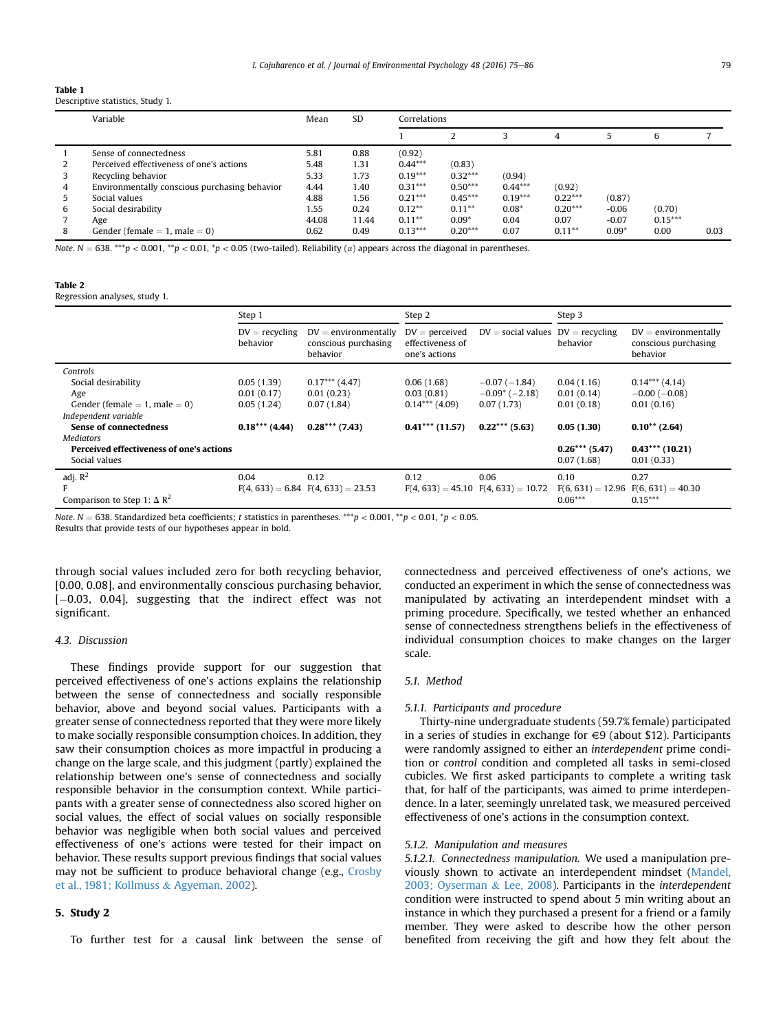**Table 1**
Descriptive statistics, Study 1.

| | Variable | Mean | SD | Correlations | | | | | | |
|---|---|---|---|---|---|---|---|---|---|---|
| | | | | 1 | 2 | 3 | 4 | 5 | 6 | 7 |
| 1 | Sense of connectedness | 5.81 | 0.88 | (0.92) | | | | | | |
| 2 | Perceived effectiveness of one's actions | 5.48 | 1.31 | 0.44*** | (0.83) | | | | | |
| 3 | Recycling behavior | 5.33 | 1.73 | 0.19*** | 0.32*** | (0.94) | | | | |
| 4 | Environmentally conscious purchasing behavior | 4.44 | 1.40 | 0.31*** | 0.50*** | 0.44*** | (0.92) | | | |
| 5 | Social values | 4.88 | 1.56 | 0.21*** | 0.45*** | 0.19*** | 0.22*** | (0.87) | | |
| 6 | Social desirability | 1.55 | 0.24 | 0.12** | 0.11** | 0.08* | 0.20*** | -0.06 | (0.70) | |
| 7 | Age | 44.08 | 11.44 | 0.11** | 0.09* | 0.04 | 0.07 | -0.07 | 0.15*** | |
| 8 | Gender (female = 1, male = 0) | 0.62 | 0.49 | 0.13*** | 0.20*** | 0.07 | 0.11** | 0.09* | 0.00 | 0.03 |

*Note*. $N = 638$. $^{***}p < 0.001$, $^{**}p < 0.01$, $^{*}p < 0.05$ (two-tailed). Reliability ($\alpha$) appears across the diagonal in parentheses.

**Table 2**
Regression analyses, study 1.

| | Step 1 | | Step 2 | | Step 3 | |
|---|---|---|---|---|---|---|
| | DV = recycling behavior | DV = environmentally conscious purchasing behavior | DV = perceived effectiveness of one's actions | DV = social values | DV = recycling behavior | DV = environmentally conscious purchasing behavior |
| *Controls* | | | | | | |
| Social desirability | 0.05 (1.39) | 0.17*** (4.47) | 0.06 (1.68) | −0.07 (−1.84) | 0.04 (1.16) | 0.14*** (4.14) |
| Age | 0.01 (0.17) | 0.01 (0.23) | 0.03 (0.81) | −0.09* (−2.18) | 0.01 (0.14) | −0.00 (−0.08) |
| Gender (female = 1, male = 0) | 0.05 (1.24) | 0.07 (1.84) | 0.14*** (4.09) | 0.07 (1.73) | 0.01 (0.18) | 0.01 (0.16) |
| *Independent variable* | | | | | | |
| **Sense of connectedness** | **0.18*** (4.44)** | **0.28*** (7.43)** | **0.41*** (11.57)** | **0.22*** (5.63)** | **0.05 (1.30)** | **0.10** (2.64)** |
| *Mediators* | | | | | | |
| **Perceived effectiveness of one's actions** | | | | | **0.26*** (5.47)** | **0.43*** (10.21)** |
| Social values | | | | | 0.07 (1.68) | 0.01 (0.33) |
| adj. $R^2$ | 0.04 | 0.12 | 0.12 | 0.06 | 0.10 | 0.27 |
| F | $F(4, 633) = 6.84$ | $F(4, 633) = 23.53$ | $F(4, 633) = 45.10$ | $F(4, 633) = 10.72$ | $F(6, 631) = 12.96$ | $F(6, 631) = 40.30$ |
| Comparison to Step 1: $\Delta R^2$ | | | | | 0.06*** | 0.15*** |

*Note*. $N = 638$. Standardized beta coefficients; *t* statistics in parentheses. $^{***}p < 0.001$, $^{**}p < 0.01$, $^{*}p < 0.05$.
Results that provide tests of our hypotheses appear in bold.

through social values included zero for both recycling behavior, [0.00, 0.08], and environmentally conscious purchasing behavior, [−0.03, 0.04], suggesting that the indirect effect was not significant.

### 4.3. Discussion

These findings provide support for our suggestion that perceived effectiveness of one's actions explains the relationship between the sense of connectedness and socially responsible behavior, above and beyond social values. Participants with a greater sense of connectedness reported that they were more likely to make socially responsible consumption choices. In addition, they saw their consumption choices as more impactful in producing a change on the large scale, and this judgment (partly) explained the relationship between one's sense of connectedness and socially responsible behavior in the consumption context. While participants with a greater sense of connectedness also scored higher on social values, the effect of social values on socially responsible behavior was negligible when both social values and perceived effectiveness of one's actions were tested for their impact on behavior. These results support previous findings that social values may not be sufficient to produce behavioral change (e.g., Crosby et al., 1981; Kollmuss & Agyeman, 2002).

## 5. Study 2

To further test for a causal link between the sense of connectedness and perceived effectiveness of one's actions, we conducted an experiment in which the sense of connectedness was manipulated by activating an interdependent mindset with a priming procedure. Specifically, we tested whether an enhanced sense of connectedness strengthens beliefs in the effectiveness of individual consumption choices to make changes on the larger scale.

### 5.1. Method

#### 5.1.1. Participants and procedure

Thirty-nine undergraduate students (59.7% female) participated in a series of studies in exchange for €9 (about $12). Participants were randomly assigned to either an *interdependent* prime condition or *control* condition and completed all tasks in semi-closed cubicles. We first asked participants to complete a writing task that, for half of the participants, was aimed to prime interdependence. In a later, seemingly unrelated task, we measured perceived effectiveness of one's actions in the consumption context.

#### 5.1.2. Manipulation and measures

5.1.2.1. *Connectedness manipulation.* We used a manipulation previously shown to activate an interdependent mindset (Mandel, 2003; Oyserman & Lee, 2008). Participants in the *interdependent* condition were instructed to spend about 5 min writing about an instance in which they purchased a present for a friend or a family member. They were asked to describe how the other person benefited from receiving the gift and how they felt about the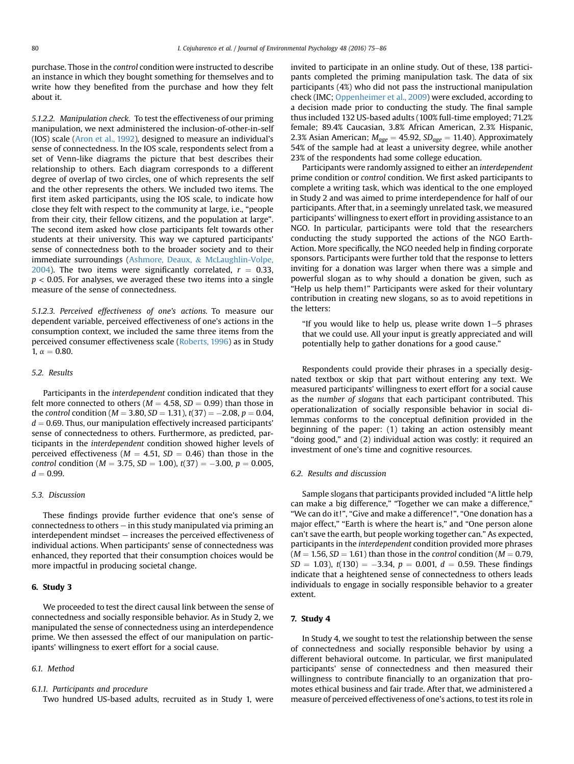purchase. Those in the *control* condition were instructed to describe an instance in which they bought something for themselves and to write how they benefited from the purchase and how they felt about it.

*5.1.2.2. Manipulation check.* To test the effectiveness of our priming manipulation, we next administered the inclusion-of-other-in-self (IOS) scale (Aron et al., 1992), designed to measure an individual's sense of connectedness. In the IOS scale, respondents select from a set of Venn-like diagrams the picture that best describes their relationship to others. Each diagram corresponds to a different degree of overlap of two circles, one of which represents the self and the other represents the others. We included two items. The first item asked participants, using the IOS scale, to indicate how close they felt with respect to the community at large, i.e., "people from their city, their fellow citizens, and the population at large". The second item asked how close participants felt towards other students at their university. This way we captured participants' sense of connectedness both to the broader society and to their immediate surroundings (Ashmore, Deaux, & McLaughlin-Volpe, 2004). The two items were significantly correlated, $r = 0.33$, $p < 0.05$. For analyses, we averaged these two items into a single measure of the sense of connectedness.

*5.1.2.3. Perceived effectiveness of one's actions.* To measure our dependent variable, perceived effectiveness of one's actions in the consumption context, we included the same three items from the perceived consumer effectiveness scale (Roberts, 1996) as in Study 1, $\alpha = 0.80$.

### 5.2. Results

Participants in the *interdependent* condition indicated that they felt more connected to others ($M = 4.58$, $SD = 0.99$) than those in the *control* condition ($M = 3.80$, $SD = 1.31$), $t(37) = -2.08$, $p = 0.04$, $d = 0.69$. Thus, our manipulation effectively increased participants' sense of connectedness to others. Furthermore, as predicted, participants in the *interdependent* condition showed higher levels of perceived effectiveness ($M = 4.51$, $SD = 0.46$) than those in the *control* condition ($M = 3.75$, $SD = 1.00$), $t(37) = -3.00$, $p = 0.005$, $d = 0.99$.

### 5.3. Discussion

These findings provide further evidence that one's sense of connectedness to others – in this study manipulated via priming an interdependent mindset – increases the perceived effectiveness of individual actions. When participants' sense of connectedness was enhanced, they reported that their consumption choices would be more impactful in producing societal change.

## 6. Study 3

We proceeded to test the direct causal link between the sense of connectedness and socially responsible behavior. As in Study 2, we manipulated the sense of connectedness using an interdependence prime. We then assessed the effect of our manipulation on participants' willingness to exert effort for a social cause.

### 6.1. Method

#### 6.1.1. Participants and procedure

Two hundred US-based adults, recruited as in Study 1, were invited to participate in an online study. Out of these, 138 participants completed the priming manipulation task. The data of six participants (4%) who did not pass the instructional manipulation check (IMC; Oppenheimer et al., 2009) were excluded, according to a decision made prior to conducting the study. The final sample thus included 132 US-based adults (100% full-time employed; 71.2% female; 89.4% Caucasian, 3.8% African American, 2.3% Hispanic, 2.3% Asian American; $M_{age} = 45.92$, $SD_{age} = 11.40$). Approximately 54% of the sample had at least a university degree, while another 23% of the respondents had some college education.

Participants were randomly assigned to either an *interdependent* prime condition or *control* condition. We first asked participants to complete a writing task, which was identical to the one employed in Study 2 and was aimed to prime interdependence for half of our participants. After that, in a seemingly unrelated task, we measured participants' willingness to exert effort in providing assistance to an NGO. In particular, participants were told that the researchers conducting the study supported the actions of the NGO Earth-Action. More specifically, the NGO needed help in finding corporate sponsors. Participants were further told that the response to letters inviting for a donation was larger when there was a simple and powerful slogan as to why should a donation be given, such as "Help us help them!" Participants were asked for their voluntary contribution in creating new slogans, so as to avoid repetitions in the letters:

> "If you would like to help us, please write down 1–5 phrases that we could use. All your input is greatly appreciated and will potentially help to gather donations for a good cause."

Respondents could provide their phrases in a specially designated textbox or skip that part without entering any text. We measured participants' willingness to exert effort for a social cause as the *number of slogans* that each participant contributed. This operationalization of socially responsible behavior in social dilemmas conforms to the conceptual definition provided in the beginning of the paper: (1) taking an action ostensibly meant "doing good," and (2) individual action was costly: it required an investment of one's time and cognitive resources.

### 6.2. Results and discussion

Sample slogans that participants provided included "A little help can make a big difference," "Together we can make a difference," "We can do it!", "Give and make a difference!", "One donation has a major effect," "Earth is where the heart is," and "One person alone can't save the earth, but people working together can." As expected, participants in the *interdependent* condition provided more phrases ($M = 1.56$, $SD = 1.61$) than those in the *control* condition ($M = 0.79$, $SD = 1.03$), $t(130) = -3.34$, $p = 0.001$, $d = 0.59$. These findings indicate that a heightened sense of connectedness to others leads individuals to engage in socially responsible behavior to a greater extent.

## 7. Study 4

In Study 4, we sought to test the relationship between the sense of connectedness and socially responsible behavior by using a different behavioral outcome. In particular, we first manipulated participants' sense of connectedness and then measured their willingness to contribute financially to an organization that promotes ethical business and fair trade. After that, we administered a measure of perceived effectiveness of one's actions, to test its role in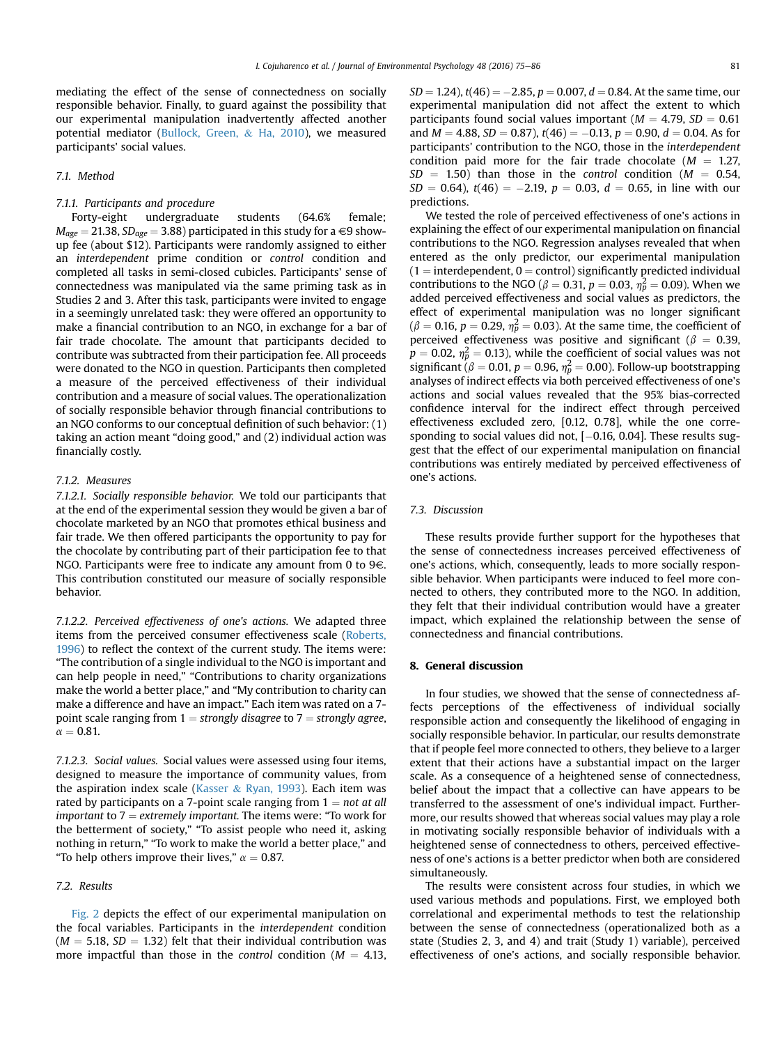mediating the effect of the sense of connectedness on socially responsible behavior. Finally, to guard against the possibility that our experimental manipulation inadvertently affected another potential mediator (Bullock, Green, & Ha, 2010), we measured participants' social values.

### 7.1. Method

#### 7.1.1. Participants and procedure

Forty-eight undergraduate students (64.6% female; $M_{age} = 21.38$, $SD_{age} = 3.88$) participated in this study for a €9 show-up fee (about $12). Participants were randomly assigned to either an *interdependent* prime condition or *control* condition and completed all tasks in semi-closed cubicles. Participants' sense of connectedness was manipulated via the same priming task as in Studies 2 and 3. After this task, participants were invited to engage in a seemingly unrelated task: they were offered an opportunity to make a financial contribution to an NGO, in exchange for a bar of fair trade chocolate. The amount that participants decided to contribute was subtracted from their participation fee. All proceeds were donated to the NGO in question. Participants then completed a measure of the perceived effectiveness of their individual contribution and a measure of social values. The operationalization of socially responsible behavior through financial contributions to an NGO conforms to our conceptual definition of such behavior: (1) taking an action meant "doing good," and (2) individual action was financially costly.

#### 7.1.2. Measures

*7.1.2.1. Socially responsible behavior.* We told our participants that at the end of the experimental session they would be given a bar of chocolate marketed by an NGO that promotes ethical business and fair trade. We then offered participants the opportunity to pay for the chocolate by contributing part of their participation fee to that NGO. Participants were free to indicate any amount from 0 to 9€. This contribution constituted our measure of socially responsible behavior.

*7.1.2.2. Perceived effectiveness of one's actions.* We adapted three items from the perceived consumer effectiveness scale (Roberts, 1996) to reflect the context of the current study. The items were: "The contribution of a single individual to the NGO is important and can help people in need," "Contributions to charity organizations make the world a better place," and "My contribution to charity can make a difference and have an impact." Each item was rated on a 7-point scale ranging from 1 = *strongly disagree* to 7 = *strongly agree*, $\alpha = 0.81$.

*7.1.2.3. Social values.* Social values were assessed using four items, designed to measure the importance of community values, from the aspiration index scale (Kasser & Ryan, 1993). Each item was rated by participants on a 7-point scale ranging from 1 = *not at all important* to 7 = *extremely important*. The items were: "To work for the betterment of society," "To assist people who need it, asking nothing in return," "To work to make the world a better place," and "To help others improve their lives," $\alpha = 0.87$.

### 7.2. Results

Fig. 2 depicts the effect of our experimental manipulation on the focal variables. Participants in the *interdependent* condition ($M = 5.18$, $SD = 1.32$) felt that their individual contribution was more impactful than those in the *control* condition ($M = 4.13$, $SD = 1.24$), $t(46) = -2.85$, $p = 0.007$, $d = 0.84$. At the same time, our experimental manipulation did not affect the extent to which participants found social values important ($M = 4.79$, $SD = 0.61$ and $M = 4.88$, $SD = 0.87$), $t(46) = -0.13$, $p = 0.90$, $d = 0.04$. As for participants' contribution to the NGO, those in the *interdependent* condition paid more for the fair trade chocolate ($M = 1.27$, $SD = 1.50$) than those in the *control* condition ($M = 0.54$, $SD = 0.64$), $t(46) = -2.19$, $p = 0.03$, $d = 0.65$, in line with our predictions.

We tested the role of perceived effectiveness of one's actions in explaining the effect of our experimental manipulation on financial contributions to the NGO. Regression analyses revealed that when entered as the only predictor, our experimental manipulation (1 = interdependent, 0 = control) significantly predicted individual contributions to the NGO ($\beta = 0.31$, $p = 0.03$, $\eta_p^2 = 0.09$). When we added perceived effectiveness and social values as predictors, the effect of experimental manipulation was no longer significant ($\beta = 0.16$, $p = 0.29$, $\eta_p^2 = 0.03$). At the same time, the coefficient of perceived effectiveness was positive and significant ($\beta = 0.39$, $p = 0.02$, $\eta_p^2 = 0.13$), while the coefficient of social values was not significant ($\beta = 0.01$, $p = 0.96$, $\eta_p^2 = 0.00$). Follow-up bootstrapping analyses of indirect effects via both perceived effectiveness of one's actions and social values revealed that the 95% bias-corrected confidence interval for the indirect effect through perceived effectiveness excluded zero, [0.12, 0.78], while the one corresponding to social values did not, [−0.16, 0.04]. These results suggest that the effect of our experimental manipulation on financial contributions was entirely mediated by perceived effectiveness of one's actions.

### 7.3. Discussion

These results provide further support for the hypotheses that the sense of connectedness increases perceived effectiveness of one's actions, which, consequently, leads to more socially responsible behavior. When participants were induced to feel more connected to others, they contributed more to the NGO. In addition, they felt that their individual contribution would have a greater impact, which explained the relationship between the sense of connectedness and financial contributions.

## 8. General discussion

In four studies, we showed that the sense of connectedness affects perceptions of the effectiveness of individual socially responsible action and consequently the likelihood of engaging in socially responsible behavior. In particular, our results demonstrate that if people feel more connected to others, they believe to a larger extent that their actions have a substantial impact on the larger scale. As a consequence of a heightened sense of connectedness, belief about the impact that a collective can have appears to be transferred to the assessment of one's individual impact. Furthermore, our results showed that whereas social values may play a role in motivating socially responsible behavior of individuals with a heightened sense of connectedness to others, perceived effectiveness of one's actions is a better predictor when both are considered simultaneously.

The results were consistent across four studies, in which we used various methods and populations. First, we employed both correlational and experimental methods to test the relationship between the sense of connectedness (operationalized both as a state (Studies 2, 3, and 4) and trait (Study 1) variable), perceived effectiveness of one's actions, and socially responsible behavior.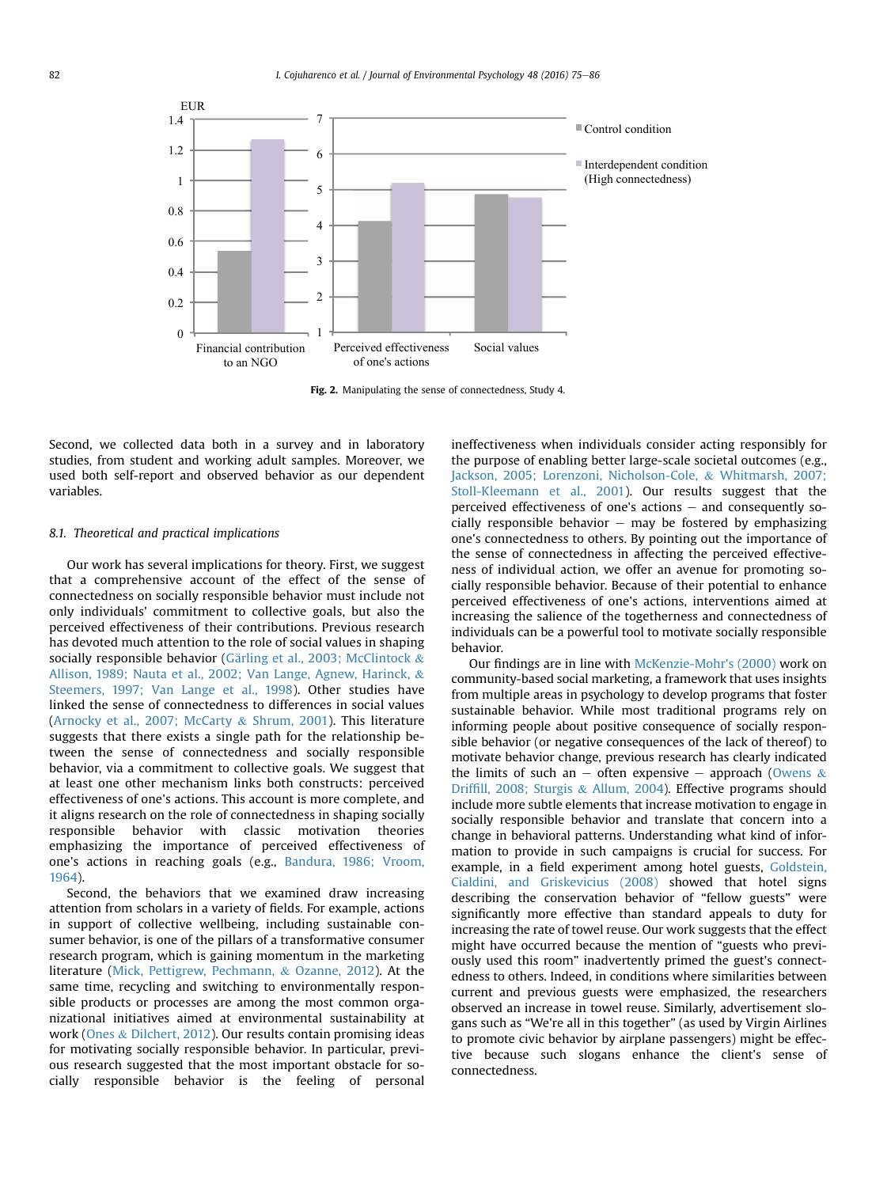Fig. 2. Manipulating the sense of connectedness, Study 4.

Second, we collected data both in a survey and in laboratory studies, from student and working adult samples. Moreover, we used both self-report and observed behavior as our dependent variables.

### 8.1. Theoretical and practical implications

Our work has several implications for theory. First, we suggest that a comprehensive account of the effect of the sense of connectedness on socially responsible behavior must include not only individuals' commitment to collective goals, but also the perceived effectiveness of their contributions. Previous research has devoted much attention to the role of social values in shaping socially responsible behavior (Gärling et al., 2003; McClintock & Allison, 1989; Nauta et al., 2002; Van Lange, Agnew, Harinck, & Steemers, 1997; Van Lange et al., 1998). Other studies have linked the sense of connectedness to differences in social values (Arnocky et al., 2007; McCarty & Shrum, 2001). This literature suggests that there exists a single path for the relationship between the sense of connectedness and socially responsible behavior, via a commitment to collective goals. We suggest that at least one other mechanism links both constructs: perceived effectiveness of one's actions. This account is more complete, and it aligns research on the role of connectedness in shaping socially responsible behavior with classic motivation theories emphasizing the importance of perceived effectiveness of one's actions in reaching goals (e.g., Bandura, 1986; Vroom, 1964).

Second, the behaviors that we examined draw increasing attention from scholars in a variety of fields. For example, actions in support of collective wellbeing, including sustainable consumer behavior, is one of the pillars of a transformative consumer research program, which is gaining momentum in the marketing literature (Mick, Pettigrew, Pechmann, & Ozanne, 2012). At the same time, recycling and switching to environmentally responsible products or processes are among the most common organizational initiatives aimed at environmental sustainability at work (Ones & Dilchert, 2012). Our results contain promising ideas for motivating socially responsible behavior. In particular, previous research suggested that the most important obstacle for socially responsible behavior is the feeling of personal ineffectiveness when individuals consider acting responsibly for the purpose of enabling better large-scale societal outcomes (e.g., Jackson, 2005; Lorenzoni, Nicholson-Cole, & Whitmarsh, 2007; Stoll-Kleemann et al., 2001). Our results suggest that the perceived effectiveness of one's actions – and consequently socially responsible behavior – may be fostered by emphasizing one's connectedness to others. By pointing out the importance of the sense of connectedness in affecting the perceived effectiveness of individual action, we offer an avenue for promoting socially responsible behavior. Because of their potential to enhance perceived effectiveness of one's actions, interventions aimed at increasing the salience of the togetherness and connectedness of individuals can be a powerful tool to motivate socially responsible behavior.

Our findings are in line with McKenzie-Mohr's (2000) work on community-based social marketing, a framework that uses insights from multiple areas in psychology to develop programs that foster sustainable behavior. While most traditional programs rely on informing people about positive consequence of socially responsible behavior (or negative consequences of the lack of thereof) to motivate behavior change, previous research has clearly indicated the limits of such an – often expensive – approach (Owens & Driffill, 2008; Sturgis & Allum, 2004). Effective programs should include more subtle elements that increase motivation to engage in socially responsible behavior and translate that concern into a change in behavioral patterns. Understanding what kind of information to provide in such campaigns is crucial for success. For example, in a field experiment among hotel guests, Goldstein, Cialdini, and Griskevicius (2008) showed that hotel signs describing the conservation behavior of "fellow guests" were significantly more effective than standard appeals to duty for increasing the rate of towel reuse. Our work suggests that the effect might have occurred because the mention of "guests who previously used this room" inadvertently primed the guest's connectedness to others. Indeed, in conditions where similarities between current and previous guests were emphasized, the researchers observed an increase in towel reuse. Similarly, advertisement slogans such as "We're all in this together" (as used by Virgin Airlines to promote civic behavior by airplane passengers) might be effective because such slogans enhance the client's sense of connectedness.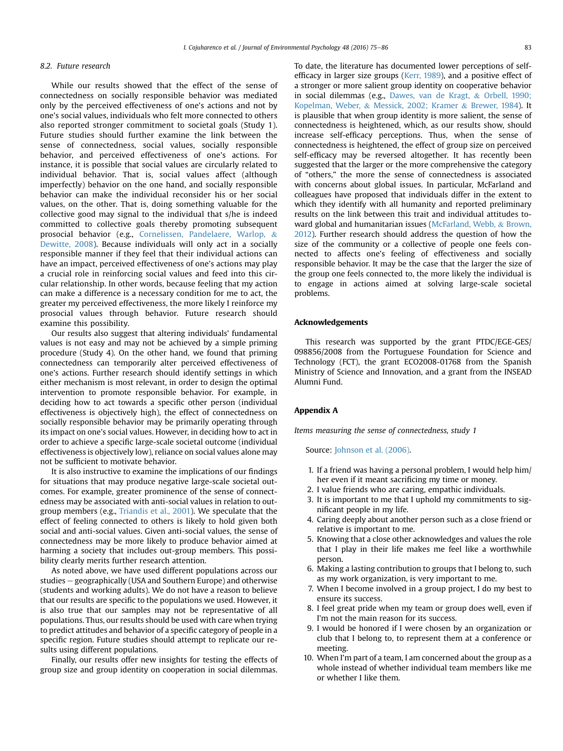### 8.2. Future research

While our results showed that the effect of the sense of connectedness on socially responsible behavior was mediated only by the perceived effectiveness of one's actions and not by one's social values, individuals who felt more connected to others also reported stronger commitment to societal goals (Study 1). Future studies should further examine the link between the sense of connectedness, social values, socially responsible behavior, and perceived effectiveness of one's actions. For instance, it is possible that social values are circularly related to individual behavior. That is, social values affect (although imperfectly) behavior on the one hand, and socially responsible behavior can make the individual reconsider his or her social values, on the other. That is, doing something valuable for the collective good may signal to the individual that s/he is indeed committed to collective goals thereby promoting subsequent prosocial behavior (e.g., Cornelissen, Pandelaere, Warlop, & Dewitte, 2008). Because individuals will only act in a socially responsible manner if they feel that their individual actions can have an impact, perceived effectiveness of one's actions may play a crucial role in reinforcing social values and feed into this circular relationship. In other words, because feeling that my action can make a difference is a necessary condition for me to act, the greater my perceived effectiveness, the more likely I reinforce my prosocial values through behavior. Future research should examine this possibility.

Our results also suggest that altering individuals' fundamental values is not easy and may not be achieved by a simple priming procedure (Study 4). On the other hand, we found that priming connectedness can temporarily alter perceived effectiveness of one's actions. Further research should identify settings in which either mechanism is most relevant, in order to design the optimal intervention to promote responsible behavior. For example, in deciding how to act towards a specific other person (individual effectiveness is objectively high), the effect of connectedness on socially responsible behavior may be primarily operating through its impact on one's social values. However, in deciding how to act in order to achieve a specific large-scale societal outcome (individual effectiveness is objectively low), reliance on social values alone may not be sufficient to motivate behavior.

It is also instructive to examine the implications of our findings for situations that may produce negative large-scale societal outcomes. For example, greater prominence of the sense of connectedness may be associated with anti-social values in relation to out-group members (e.g., Triandis et al., 2001). We speculate that the effect of feeling connected to others is likely to hold given both social and anti-social values. Given anti-social values, the sense of connectedness may be more likely to produce behavior aimed at harming a society that includes out-group members. This possibility clearly merits further research attention.

As noted above, we have used different populations across our studies – geographically (USA and Southern Europe) and otherwise (students and working adults). We do not have a reason to believe that our results are specific to the populations we used. However, it is also true that our samples may not be representative of all populations. Thus, our results should be used with care when trying to predict attitudes and behavior of a specific category of people in a specific region. Future studies should attempt to replicate our results using different populations.

Finally, our results offer new insights for testing the effects of group size and group identity on cooperation in social dilemmas. To date, the literature has documented lower perceptions of self-efficacy in larger size groups (Kerr, 1989), and a positive effect of a stronger or more salient group identity on cooperative behavior in social dilemmas (e.g., Dawes, van de Kragt, & Orbell, 1990; Kopelman, Weber, & Messick, 2002; Kramer & Brewer, 1984). It is plausible that when group identity is more salient, the sense of connectedness is heightened, which, as our results show, should increase self-efficacy perceptions. Thus, when the sense of connectedness is heightened, the effect of group size on perceived self-efficacy may be reversed altogether. It has recently been suggested that the larger or the more comprehensive the category of "others," the more the sense of connectedness is associated with concerns about global issues. In particular, McFarland and colleagues have proposed that individuals differ in the extent to which they identify with all humanity and reported preliminary results on the link between this trait and individual attitudes toward global and humanitarian issues (McFarland, Webb, & Brown, 2012). Further research should address the question of how the size of the community or a collective of people one feels connected to affects one's feeling of effectiveness and socially responsible behavior. It may be the case that the larger the size of the group one feels connected to, the more likely the individual is to engage in actions aimed at solving large-scale societal problems.

## Acknowledgements

This research was supported by the grant PTDC/EGE-GES/098856/2008 from the Portuguese Foundation for Science and Technology (FCT), the grant ECO2008-01768 from the Spanish Ministry of Science and Innovation, and a grant from the INSEAD Alumni Fund.

## Appendix A

*Items measuring the sense of connectedness, study 1*

Source: Johnson et al. (2006).

1. If a friend was having a personal problem, I would help him/her even if it meant sacrificing my time or money.
2. I value friends who are caring, empathic individuals.
3. It is important to me that I uphold my commitments to significant people in my life.
4. Caring deeply about another person such as a close friend or relative is important to me.
5. Knowing that a close other acknowledges and values the role that I play in their life makes me feel like a worthwhile person.
6. Making a lasting contribution to groups that I belong to, such as my work organization, is very important to me.
7. When I become involved in a group project, I do my best to ensure its success.
8. I feel great pride when my team or group does well, even if I'm not the main reason for its success.
9. I would be honored if I were chosen by an organization or club that I belong to, to represent them at a conference or meeting.
10. When I'm part of a team, I am concerned about the group as a whole instead of whether individual team members like me or whether I like them.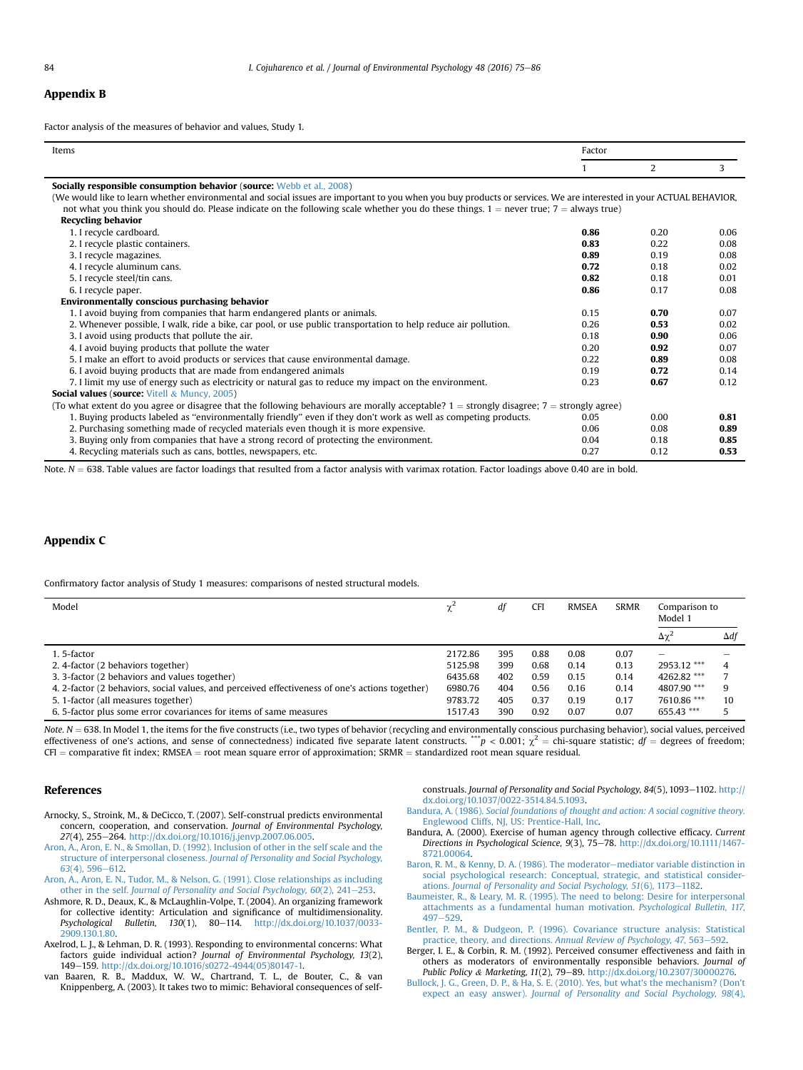## Appendix B

Factor analysis of the measures of behavior and values, Study 1.

| Items | Factor | | |
|---|---|---|---|
| | 1 | 2 | 3 |
| **Socially responsible consumption behavior** (**source:** Webb et al., 2008) | | | |
| (We would like to learn whether environmental and social issues are important to you when you buy products or services. We are interested in your ACTUAL BEHAVIOR, not what you think you should do. Please indicate on the following scale whether you do these things. 1 = never true; 7 = always true) | | | |
| **Recycling behavior** | | | |
| 1. I recycle cardboard. | **0.86** | 0.20 | 0.06 |
| 2. I recycle plastic containers. | **0.83** | 0.22 | 0.08 |
| 3. I recycle magazines. | **0.89** | 0.19 | 0.08 |
| 4. I recycle aluminum cans. | **0.72** | 0.18 | 0.02 |
| 5. I recycle steel/tin cans. | **0.82** | 0.18 | 0.01 |
| 6. I recycle paper. | **0.86** | 0.17 | 0.08 |
| **Environmentally conscious purchasing behavior** | | | |
| 1. I avoid buying from companies that harm endangered plants or animals. | 0.15 | **0.70** | 0.07 |
| 2. Whenever possible, I walk, ride a bike, car pool, or use public transportation to help reduce air pollution. | 0.26 | **0.53** | 0.02 |
| 3. I avoid using products that pollute the air. | 0.18 | **0.90** | 0.06 |
| 4. I avoid buying products that pollute the water | 0.20 | **0.92** | 0.07 |
| 5. I make an effort to avoid products or services that cause environmental damage. | 0.22 | **0.89** | 0.08 |
| 6. I avoid buying products that are made from endangered animals | 0.19 | **0.72** | 0.14 |
| 7. I limit my use of energy such as electricity or natural gas to reduce my impact on the environment. | 0.23 | **0.67** | 0.12 |
| **Social values** (**source:** Vitell & Muncy, 2005) | | | |
| (To what extent do you agree or disagree that the following behaviours are morally acceptable? 1 = strongly disagree; 7 = strongly agree) | | | |
| 1. Buying products labeled as "environmentally friendly" even if they don't work as well as competing products. | 0.05 | 0.00 | **0.81** |
| 2. Purchasing something made of recycled materials even though it is more expensive. | 0.06 | 0.08 | **0.89** |
| 3. Buying only from companies that have a strong record of protecting the environment. | 0.04 | 0.18 | **0.85** |
| 4. Recycling materials such as cans, bottles, newspapers, etc. | 0.27 | 0.12 | **0.53** |

Note. $N = 638$. Table values are factor loadings that resulted from a factor analysis with varimax rotation. Factor loadings above 0.40 are in bold.

## Appendix C

Confirmatory factor analysis of Study 1 measures: comparisons of nested structural models.

| Model | $\chi^2$ | *df* | CFI | RMSEA | SRMR | Comparison to Model 1 | |
|---|---|---|---|---|---|---|---|
| | | | | | | $\Delta\chi^2$ | $\Delta df$ |
| 1. 5-factor | 2172.86 | 395 | 0.88 | 0.08 | 0.07 | – | – |
| 2. 4-factor (2 behaviors together) | 5125.98 | 399 | 0.68 | 0.14 | 0.13 | 2953.12 *** | 4 |
| 3. 3-factor (2 behaviors and values together) | 6435.68 | 402 | 0.59 | 0.15 | 0.14 | 4262.82 *** | 7 |
| 4. 2-factor (2 behaviors, social values, and perceived effectiveness of one's actions together) | 6980.76 | 404 | 0.56 | 0.16 | 0.14 | 4807.90 *** | 9 |
| 5. 1-factor (all measures together) | 9783.72 | 405 | 0.37 | 0.19 | 0.17 | 7610.86 *** | 10 |
| 6. 5-factor plus some error covariances for items of same measures | 1517.43 | 390 | 0.92 | 0.07 | 0.07 | 655.43 *** | 5 |

*Note.* $N = 638$. In Model 1, the items for the five constructs (i.e., two types of behavior (recycling and environmentally conscious purchasing behavior), social values, perceived effectiveness of one's actions, and sense of connectedness) indicated five separate latent constructs. $^{***}p < 0.001$; $\chi^2$ = chi-square statistic; *df* = degrees of freedom; CFI = comparative fit index; RMSEA = root mean square error of approximation; SRMR = standardized root mean square residual.

## References

Arnocky, S., Stroink, M., & DeCicco, T. (2007). Self-construal predicts environmental concern, cooperation, and conservation. *Journal of Environmental Psychology, 27*(4), 255–264. http://dx.doi.org/10.1016/j.jenvp.2007.06.005.

Aron, A., Aron, E. N., & Smollan, D. (1992). Inclusion of other in the self scale and the structure of interpersonal closeness. *Journal of Personality and Social Psychology, 63*(4), 596–612.

Aron, A., Aron, E. N., Tudor, M., & Nelson, G. (1991). Close relationships as including other in the self. *Journal of Personality and Social Psychology, 60*(2), 241–253.

Ashmore, R. D., Deaux, K., & McLaughlin-Volpe, T. (2004). An organizing framework for collective identity: Articulation and significance of multidimensionality. *Psychological Bulletin, 130*(1), 80–114. http://dx.doi.org/10.1037/0033-2909.130.1.80.

Axelrod, L. J., & Lehman, D. R. (1993). Responding to environmental concerns: What factors guide individual action? *Journal of Environmental Psychology, 13*(2), 149–159. http://dx.doi.org/10.1016/s0272-4944(05)80147-1.

van Baaren, R. B., Maddux, W. W., Chartrand, T. L., de Bouter, C., & van Knippenberg, A. (2003). It takes two to mimic: Behavioral consequences of self-construals. *Journal of Personality and Social Psychology, 84*(5), 1093–1102. http://dx.doi.org/10.1037/0022-3514.84.5.1093.

Bandura, A. (1986). *Social foundations of thought and action: A social cognitive theory.* Englewood Cliffs, NJ, US: Prentice-Hall, Inc.

Bandura, A. (2000). Exercise of human agency through collective efficacy. *Current Directions in Psychological Science, 9*(3), 75–78. http://dx.doi.org/10.1111/1467-8721.00064.

Baron, R. M., & Kenny, D. A. (1986). The moderator–mediator variable distinction in social psychological research: Conceptual, strategic, and statistical considerations. *Journal of Personality and Social Psychology, 51*(6), 1173–1182.

Baumeister, R., & Leary, M. R. (1995). The need to belong: Desire for interpersonal attachments as a fundamental human motivation. *Psychological Bulletin, 117*, 497–529.

Bentler, P. M., & Dudgeon, P. (1996). Covariance structure analysis: Statistical practice, theory, and directions. *Annual Review of Psychology, 47*, 563–592.

Berger, I. E., & Corbin, R. M. (1992). Perceived consumer effectiveness and faith in others as moderators of environmentally responsible behaviors. *Journal of Public Policy & Marketing, 11*(2), 79–89. http://dx.doi.org/10.2307/30000276.

Bullock, J. G., Green, D. P., & Ha, S. E. (2010). Yes, but what's the mechanism? (Don't expect an easy answer). *Journal of Personality and Social Psychology, 98*(4),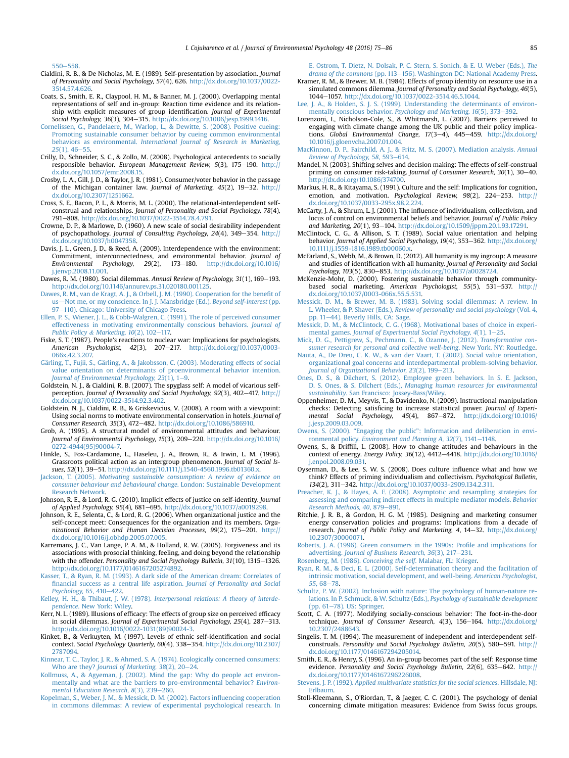550–558.

Cialdini, R. B., & De Nicholas, M. E. (1989). Self-presentation by association. *Journal of Personality and Social Psychology, 57*(4), 626. http://dx.doi.org/10.1037/0022-3514.57.4.626.

Coats, S., Smith, E. R., Claypool, H. M., & Banner, M. J. (2000). Overlapping mental representations of self and in-group: Reaction time evidence and its relationship with explicit measures of group identification. *Journal of Experimental Social Psychology, 36*(3), 304–315. http://dx.doi.org/10.1006/jesp.1999.1416.

Cornelissen, G., Pandelaere, M., Warlop, L., & Dewitte, S. (2008). Positive cueing: Promoting sustainable consumer behavior by cueing common environmental behaviors as environmental. *International Journal of Research in Marketing, 25*(1), 46–55.

Crilly, D., Schneider, S. C., & Zollo, M. (2008). Psychological antecedents to socially responsible behavior. *European Management Review, 5*(3), 175–190. http://dx.doi.org/10.1057/emr.2008.15.

Crosby, L. A., Gill, J. D., & Taylor, J. R. (1981). Consumer/voter behavior in the passage of the Michigan container law. *Journal of Marketing, 45*(2), 19–32. http://dx.doi.org/10.2307/1251662.

Cross, S. E., Bacon, P. L., & Morris, M. L. (2000). The relational-interdependent self-construal and relationships. *Journal of Personality and Social Psychology, 78*(4), 791–808. http://dx.doi.org/10.1037/0022-3514.78.4.791.

Crowne, D. P., & Marlowe, D. (1960). A new scale of social desirability independent of psychopathology. *Journal of Consulting Psychology, 24*(4), 349–354. http://dx.doi.org/10.1037/h0047358.

Davis, J. L., Green, J. D., & Reed, A. (2009). Interdependence with the environment: Commitment, interconnectedness, and environmental behavior. *Journal of Environmental Psychology, 29*(2), 173–180. http://dx.doi.org/10.1016/j.jenvp.2008.11.001.

Dawes, R. M. (1980). Social dilemmas. *Annual Review of Psychology, 31*(1), 169–193. http://dx.doi.org/10.1146/annurev.ps.31.020180.001125.

Dawes, R. M., van de Kragt, A. J., & Orbell, J. M. (1990). Cooperation for the benefit of us—Not me, or my conscience. In J. J. Mansbridge (Ed.), *Beyond self-interest* (pp. 97–110). Chicago: University of Chicago Press.

Ellen, P. S., Wiener, J. L., & Cobb-Walgren, C. (1991). The role of perceived consumer effectiveness in motivating environmentally conscious behaviors. *Journal of Public Policy & Marketing, 10*(2), 102–117.

Fiske, S. T. (1987). People's reactions to nuclear war: Implications for psychologists. *American Psychologist, 42*(3), 207–217. http://dx.doi.org/10.1037/0003-066x.42.3.207.

Gärling, T., Fujii, S., Gärling, A., & Jakobsson, C. (2003). Moderating effects of social value orientation on determinants of proenvironmental behavior intention. *Journal of Environmental Psychology, 23*(1), 1–9.

Goldstein, N. J., & Cialdini, R. B. (2007). The spyglass self: A model of vicarious self-perception. *Journal of Personality and Social Psychology, 92*(3), 402–417. http://dx.doi.org/10.1037/0022-3514.92.3.402.

Goldstein, N. J., Cialdini, R. B., & Griskevicius, V. (2008). A room with a viewpoint: Using social norms to motivate environmental conservation in hotels. *Journal of Consumer Research, 35*(3), 472–482. http://dx.doi.org/10.1086/586910.

Grob, A. (1995). A structural model of environmental attitudes and behaviour. *Journal of Environmental Psychology, 15*(3), 209–220. http://dx.doi.org/10.1016/0272-4944(95)90004-7.

Hinkle, S., Fox-Cardamone, L., Haseleu, J. A., Brown, R., & Irwin, L. M. (1996). Grassroots political action as an intergroup phenomenon. *Journal of Social Issues, 52*(1), 39–51. http://dx.doi.org/10.1111/j.1540-4560.1996.tb01360.x.

Jackson, T. (2005). *Motivating sustainable consumption: A review of evidence on consumer behaviour and behavioural change*. London: Sustainable Development Research Network.

Johnson, R. E., & Lord, R. G. (2010). Implicit effects of justice on self-identity. *Journal of Applied Psychology, 95*(4), 681–695. http://dx.doi.org/10.1037/a0019298.

Johnson, R. E., Selenta, C., & Lord, R. G. (2006). When organizational justice and the self-concept meet: Consequences for the organization and its members. *Organizational Behavior and Human Decision Processes, 99*(2), 175–201. http://dx.doi.org/10.1016/j.obhdp.2005.07.005.

Karremans, J. C., Van Lange, P. A. M., & Holland, R. W. (2005). Forgiveness and its associations with prosocial thinking, feeling, and doing beyond the relationship with the offender. *Personality and Social Psychology Bulletin, 31*(10), 1315–1326. http://dx.doi.org/10.1177/0146167205274892.

Kasser, T., & Ryan, R. M. (1993). A dark side of the American dream: Correlates of financial success as a central life aspiration. *Journal of Personality and Social Psychology, 65*, 410–422.

Kelley, H. H., & Thibaut, J. W. (1978). *Interpersonal relations: A theory of interdependence*. New York: Wiley.

Kerr, N. L. (1989). Illusions of efficacy: The effects of group size on perceived efficacy in social dilemmas. *Journal of Experimental Social Psychology, 25*(4), 287–313. http://dx.doi.org/10.1016/0022-1031(89)90024-3.

Kinket, B., & Verkuyten, M. (1997). Levels of ethnic self-identification and social context. *Social Psychology Quarterly, 60*(4), 338–354. http://dx.doi.org/10.2307/2787094.

Kinnear, T. C., Taylor, J. R., & Ahmed, S. A. (1974). Ecologically concerned consumers: Who are they? *Journal of Marketing, 38*(2), 20–24.

Kollmuss, A., & Agyeman, J. (2002). Mind the gap: Why do people act environmentally and what are the barriers to pro-environmental behavior? *Environmental Education Research, 8*(3), 239–260.

Kopelman, S., Weber, J. M., & Messick, D. M. (2002). Factors influencing cooperation in commons dilemmas: A review of experimental psychological research. In E. Ostrom, T. Dietz, N. Dolsak, P. C. Stern, S. Sonich, & E. U. Weber (Eds.), *The drama of the commons* (pp. 113–156). Washington DC: National Academy Press.

Kramer, R. M., & Brewer, M. B. (1984). Effects of group identity on resource use in a simulated commons dilemma. *Journal of Personality and Social Psychology, 46*(5), 1044–1057. http://dx.doi.org/10.1037/0022-3514.46.5.1044.

Lee, J. A., & Holden, S. J. S. (1999). Understanding the determinants of environmentally conscious behavior. *Psychology and Marketing, 16*(5), 373–392.

Lorenzoni, I., Nicholson-Cole, S., & Whitmarsh, L. (2007). Barriers perceived to engaging with climate change among the UK public and their policy implications. *Global Environmental Change, 17*(3–4), 445–459. http://dx.doi.org/10.1016/j.gloenvcha.2007.01.004.

MacKinnon, D. P., Fairchild, A. J., & Fritz, M. S. (2007). Mediation analysis. *Annual Review of Psychology, 58*, 593–614.

Mandel, N. (2003). Shifting selves and decision making: The effects of self-construal priming on consumer risk-taking. *Journal of Consumer Research, 30*(1), 30–40. http://dx.doi.org/10.1086/374700.

Markus, H. R., & Kitayama, S. (1991). Culture and the self: Implications for cognition, emotion, and motivation. *Psychological Review, 98*(2), 224–253. http://dx.doi.org/10.1037/0033-295x.98.2.224.

McCarty, J. A., & Shrum, L. J. (2001). The influence of individualism, collectivism, and locus of control on environmental beliefs and behavior. *Journal of Public Policy and Marketing, 20*(1), 93–104. http://dx.doi.org/10.1509/jppm.20.1.93.17291.

McClintock, C. G., & Allison, S. T. (1989). Social value orientation and helping behavior. *Journal of Applied Social Psychology, 19*(4), 353–362. http://dx.doi.org/10.1111/j.1559-1816.1989.tb00060.x.

McFarland, S., Webb, M., & Brown, D. (2012). All humanity is my ingroup: A measure and studies of identification with all humanity. *Journal of Personality and Social Psychology, 103*(5), 830–853. http://dx.doi.org/10.1037/a0028724.

McKenzie-Mohr, D. (2000). Fostering sustainable behavior through community-based social marketing. *American Psychologist, 55*(5), 531–537. http://dx.doi.org/10.1037/0003-066x.55.5.531.

Messick, D. M., & Brewer, M. B. (1983). Solving social dilemmas: A review. In L. Wheeler, & P. Shaver (Eds.), *Review of personality and social psychology* (Vol. 4, pp. 11–44). Beverly Hills, CA: Sage.

Messick, D. M., & McClintock, C. G. (1968). Motivational bases of choice in experimental games. *Journal of Experimental Social Psychology, 4*(1), 1–25.

Mick, D. G., Pettigrew, S., Pechmann, C., & Ozanne, J. (2012). *Transformative consumer research for personal and collective well-being*. New York, NY: Routledge.

Nauta, A., De Dreu, C. K. W., & van der Vaart, T. (2002). Social value orientation, organizational goal concerns and interdepartmental problem-solving behavior. *Journal of Organizational Behavior, 23*(2), 199–213.

Ones, D. S., & Dilchert, S. (2012). Employee green behaviors. In S. E. Jackson, D. S. Ones, & S. Dilchert (Eds.), *Managing human resources for environmental sustainability*. San Francisco: Jossey-Bass/Wiley.

Oppenheimer, D. M., Meyvis, T., & Davidenko, N. (2009). Instructional manipulation checks: Detecting satisficing to increase statistical power. *Journal of Experimental Social Psychology, 45*(4), 867–872. http://dx.doi.org/10.1016/j.jesp.2009.03.009.

Owens, S. (2000). "Engaging the public": Information and deliberation in environmental policy. *Environment and Planning A, 32*(7), 1141–1148.

Owens, S., & Driffill, L. (2008). How to change attitudes and behaviours in the context of energy. *Energy Policy, 36*(12), 4412–4418. http://dx.doi.org/10.1016/j.enpol.2008.09.031.

Oyserman, D., & Lee, S. W. S. (2008). Does culture influence what and how we think? Effects of priming individualism and collectivism. *Psychological Bulletin, 134*(2), 311–342. http://dx.doi.org/10.1037/0033-2909.134.2.311.

Preacher, K. J., & Hayes, A. F. (2008). Asymptotic and resampling strategies for assessing and comparing indirect effects in multiple mediator models. *Behavior Research Methods, 40*, 879–891.

Ritchie, J. R. B., & Gordon, H. G. M. (1985). Designing and marketing consumer energy conservation policies and programs: Implications from a decade of research. *Journal of Public Policy and Marketing, 4*, 14–32. http://dx.doi.org/10.2307/30000071.

Roberts, J. A. (1996). Green consumers in the 1990s: Profile and implications for advertising. *Journal of Business Research, 36*(3), 217–231.

Rosenberg, M. (1986). *Conceiving the self*. Malabar, FL: Krieger.

Ryan, R. M., & Deci, E. L. (2000). Self-determination theory and the facilitation of intrinsic motivation, social development, and well-being. *American Psychologist, 55*, 68–78.

Schultz, P. W. (2002). Inclusion with nature: The psychology of human-nature relations. In P. Schmuck, & W. Schultz (Eds.), *Psychology of sustainable development* (pp. 61–78). US: Springer.

Scott, C. A. (1977). Modifying socially-conscious behavior: The foot-in-the-door technique. *Journal of Consumer Research, 4*(3), 156–164. http://dx.doi.org/10.2307/2488643.

Singelis, T. M. (1994). The measurement of independent and interdependent self-construals. *Personality and Social Psychology Bulletin, 20*(5), 580–591. http://dx.doi.org/10.1177/0146167294205014.

Smith, E. R., & Henry, S. (1996). An in-group becomes part of the self: Response time evidence. *Personality and Social Psychology Bulletin, 22*(6), 635–642. http://dx.doi.org/10.1177/0146167296226008.

Stevens, J. P. (1992). *Applied multivariate statistics for the social sciences*. Hillsdale, NJ: Erlbaum.

Stoll-Kleemann, S., O'Riordan, T., & Jaeger, C. C. (2001). The psychology of denial concerning climate mitigation measures: Evidence from Swiss focus groups.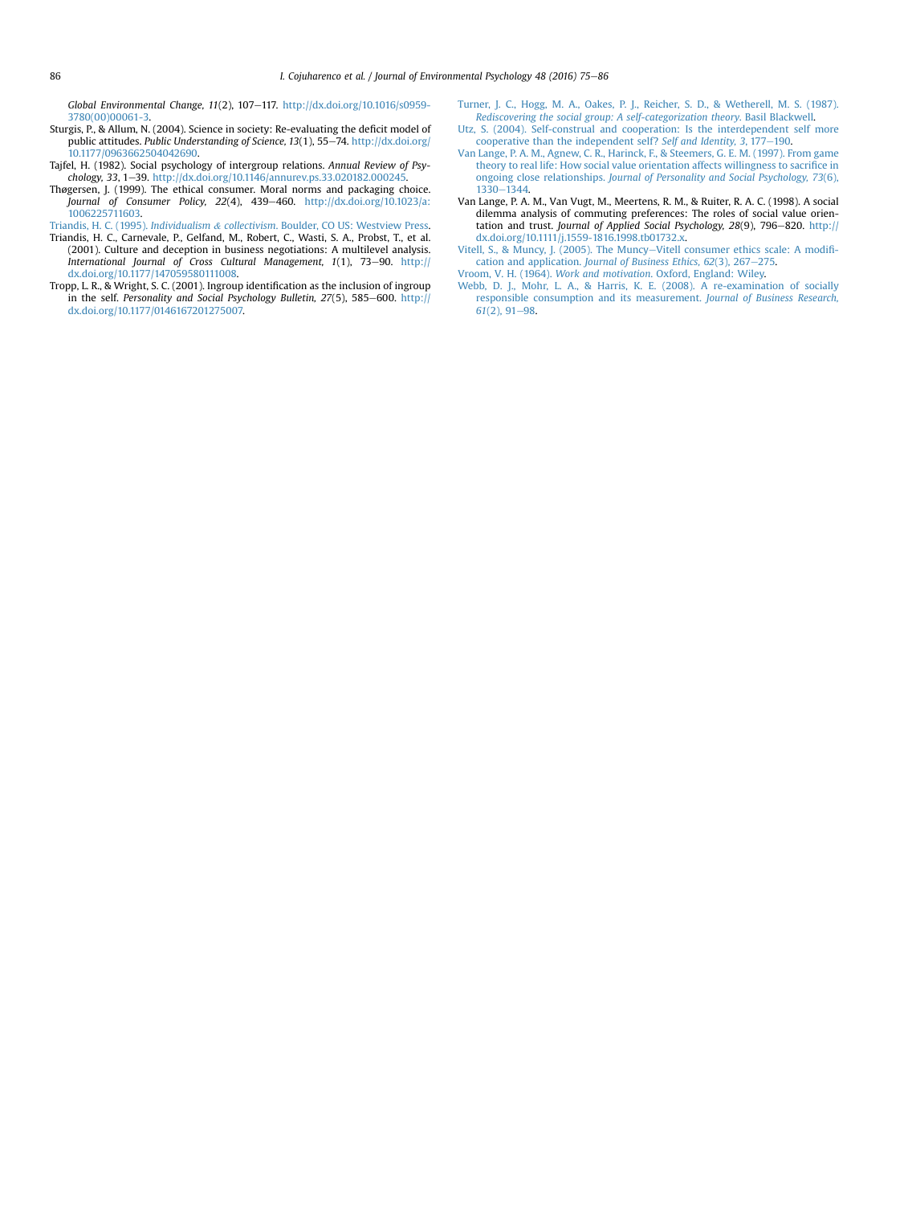*Global Environmental Change, 11*(2), 107–117. http://dx.doi.org/10.1016/s0959-3780(00)00061-3.

Sturgis, P., & Allum, N. (2004). Science in society: Re-evaluating the deficit model of public attitudes. *Public Understanding of Science, 13*(1), 55–74. http://dx.doi.org/10.1177/0963662504042690.

Tajfel, H. (1982). Social psychology of intergroup relations. *Annual Review of Psychology, 33*, 1–39. http://dx.doi.org/10.1146/annurev.ps.33.020182.000245.

Thøgersen, J. (1999). The ethical consumer. Moral norms and packaging choice. *Journal of Consumer Policy, 22*(4), 439–460. http://dx.doi.org/10.1023/a:1006225711603.

Triandis, H. C. (1995). *Individualism & collectivism*. Boulder, CO US: Westview Press.

Triandis, H. C., Carnevale, P., Gelfand, M., Robert, C., Wasti, S. A., Probst, T., et al. (2001). Culture and deception in business negotiations: A multilevel analysis. *International Journal of Cross Cultural Management, 1*(1), 73–90. http://dx.doi.org/10.1177/147059580111008.

Tropp, L. R., & Wright, S. C. (2001). Ingroup identification as the inclusion of ingroup in the self. *Personality and Social Psychology Bulletin, 27*(5), 585–600. http://dx.doi.org/10.1177/0146167201275007.

Turner, J. C., Hogg, M. A., Oakes, P. J., Reicher, S. D., & Wetherell, M. S. (1987). *Rediscovering the social group: A self-categorization theory*. Basil Blackwell.

Utz, S. (2004). Self-construal and cooperation: Is the interdependent self more cooperative than the independent self? *Self and Identity, 3*, 177–190.

Van Lange, P. A. M., Agnew, C. R., Harinck, F., & Steemers, G. E. M. (1997). From game theory to real life: How social value orientation affects willingness to sacrifice in ongoing close relationships. *Journal of Personality and Social Psychology, 73*(6), 1330–1344.

Van Lange, P. A. M., Van Vugt, M., Meertens, R. M., & Ruiter, R. A. C. (1998). A social dilemma analysis of commuting preferences: The roles of social value orientation and trust. *Journal of Applied Social Psychology, 28*(9), 796–820. http://dx.doi.org/10.1111/j.1559-1816.1998.tb01732.x.

Vitell, S., & Muncy, J. (2005). The Muncy–Vitell consumer ethics scale: A modification and application. *Journal of Business Ethics, 62*(3), 267–275.

Vroom, V. H. (1964). *Work and motivation*. Oxford, England: Wiley.

Webb, D. J., Mohr, L. A., & Harris, K. E. (2008). A re-examination of socially responsible consumption and its measurement. *Journal of Business Research, 61*(2), 91–98.